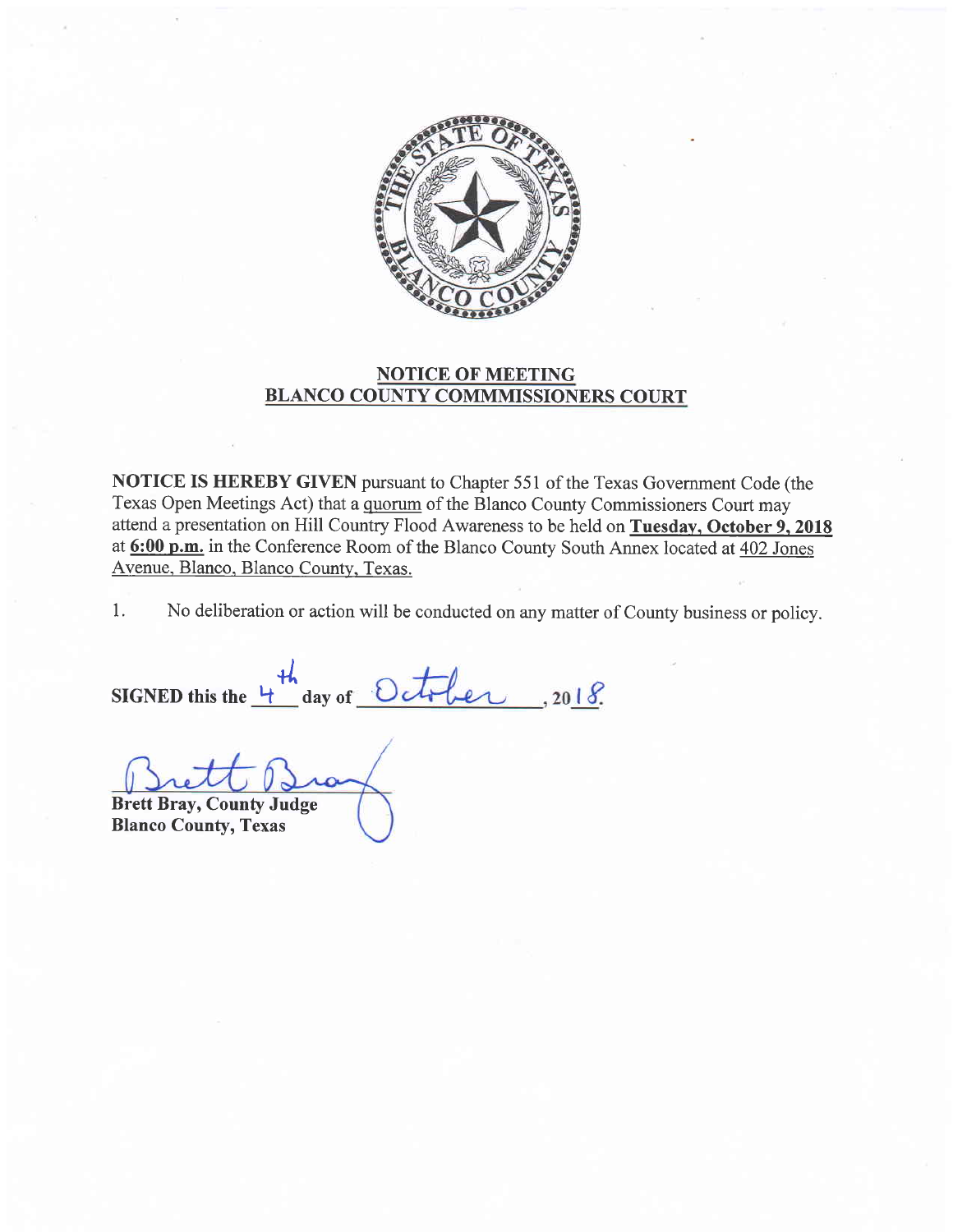**NOTICE OF MEETING**
**BLANCO COUNTY COMMMISSIONERS COURT**

**NOTICE IS HEREBY GIVEN** pursuant to Chapter 551 of the Texas Government Code (the Texas Open Meetings Act) that a quorum of the Blanco County Commissioners Court may attend a presentation on Hill Country Flood Awareness to be held on **Tuesday, October 9, 2018** at **6:00 p.m.** in the Conference Room of the Blanco County South Annex located at 402 Jones Avenue, Blanco, Blanco County, Texas.

1. No deliberation or action will be conducted on any matter of County business or policy.

**SIGNED this the** 4th **day of** October, 2018.

Brett Bray

**Brett Bray, County Judge**
**Blanco County, Texas**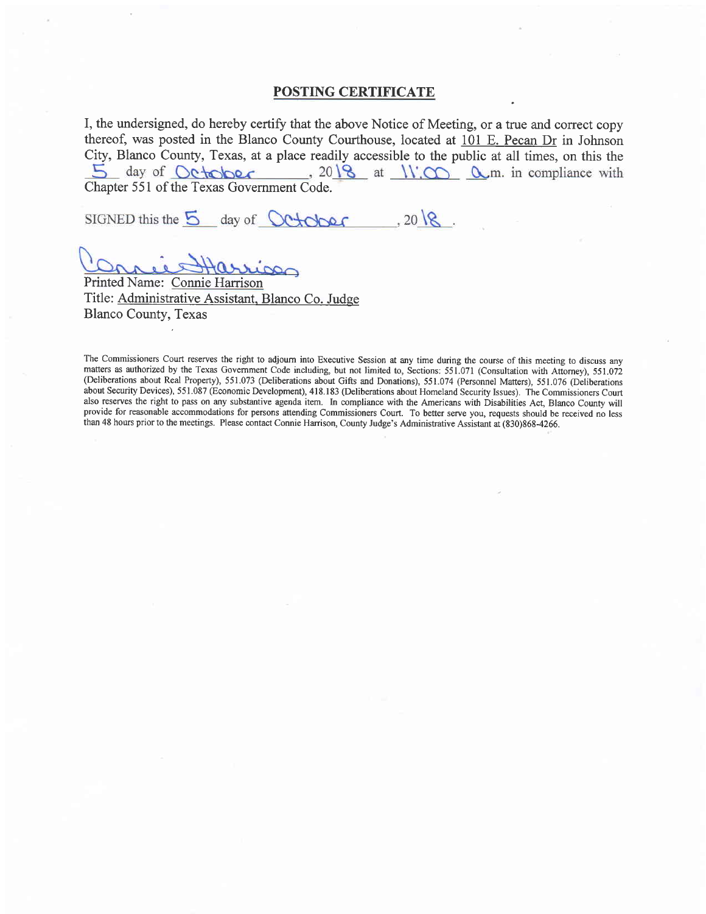## POSTING CERTIFICATE

I, the undersigned, do hereby certify that the above Notice of Meeting, or a true and correct copy thereof, was posted in the Blanco County Courthouse, located at 101 E. Pecan Dr in Johnson City, Blanco County, Texas, at a place readily accessible to the public at all times, on this the 5 day of October, 2018 at 11:00 a.m. in compliance with Chapter 551 of the Texas Government Code.

SIGNED this the 5 day of October, 2018.

Connie Harrison

Printed Name: Connie Harrison

Title: Administrative Assistant, Blanco Co. Judge

Blanco County, Texas

The Commissioners Court reserves the right to adjourn into Executive Session at any time during the course of this meeting to discuss any matters as authorized by the Texas Government Code including, but not limited to, Sections: 551.071 (Consultation with Attorney), 551.072 (Deliberations about Real Property), 551.073 (Deliberations about Gifts and Donations), 551.074 (Personnel Matters), 551.076 (Deliberations about Security Devices), 551.087 (Economic Development), 418.183 (Deliberations about Homeland Security Issues). The Commissioners Court also reserves the right to pass on any substantive agenda item. In compliance with the Americans with Disabilities Act, Blanco County will provide for reasonable accommodations for persons attending Commissioners Court. To better serve you, requests should be received no less than 48 hours prior to the meetings. Please contact Connie Harrison, County Judge's Administrative Assistant at (830)868-4266.